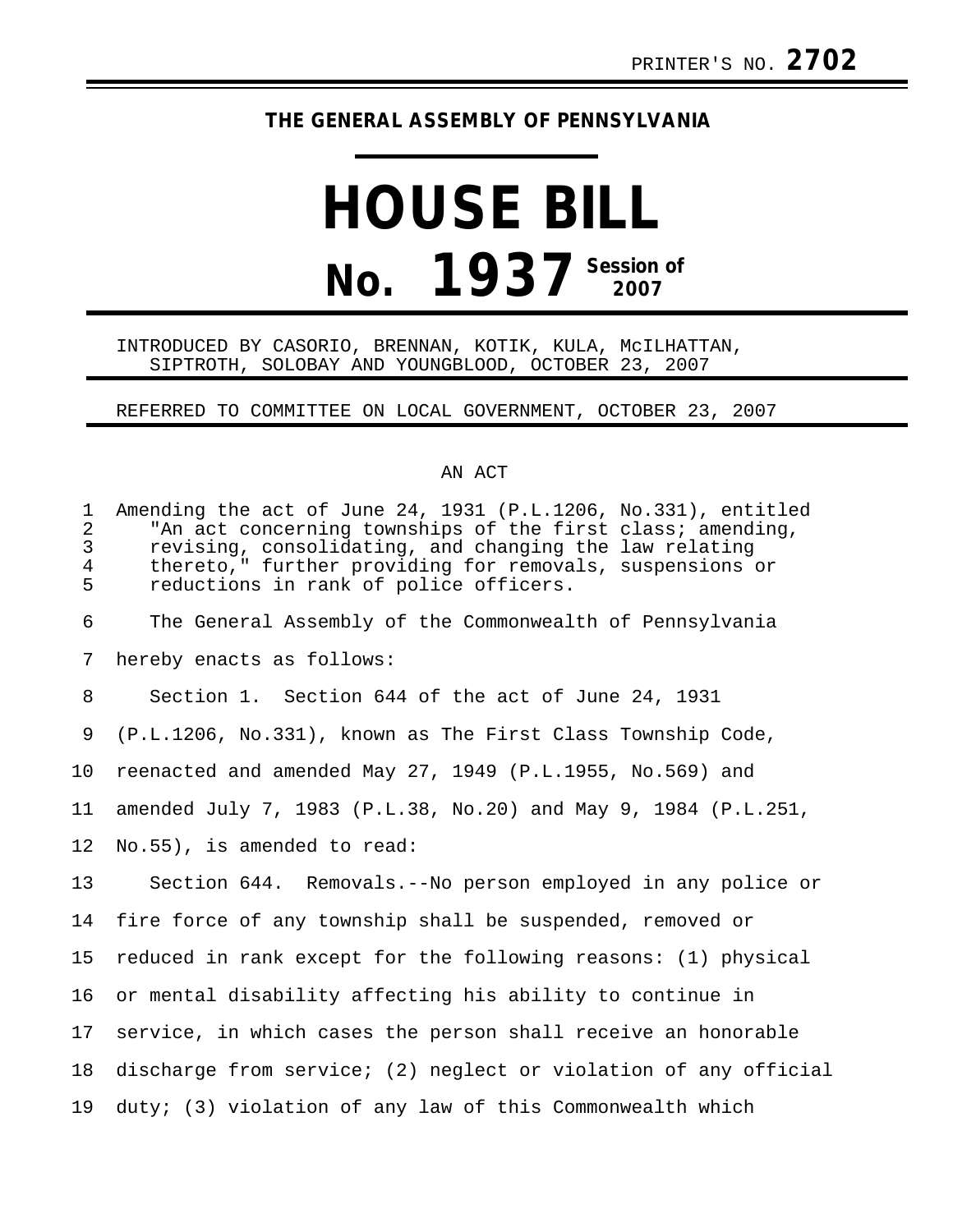PRINTER'S NO. **2702**

# THE GENERAL ASSEMBLY OF PENNSYLVANIA

# HOUSE BILL

# No. 1937 Session of 2007

INTRODUCED BY CASORIO, BRENNAN, KOTIK, KULA, McILHATTAN, SIPTROTH, SOLOBAY AND YOUNGBLOOD, OCTOBER 23, 2007

REFERRED TO COMMITTEE ON LOCAL GOVERNMENT, OCTOBER 23, 2007

AN ACT

Amending the act of June 24, 1931 (P.L.1206, No.331), entitled "An act concerning townships of the first class; amending, revising, consolidating, and changing the law relating thereto," further providing for removals, suspensions or reductions in rank of police officers.

The General Assembly of the Commonwealth of Pennsylvania hereby enacts as follows:

Section 1. Section 644 of the act of June 24, 1931 (P.L.1206, No.331), known as The First Class Township Code, reenacted and amended May 27, 1949 (P.L.1955, No.569) and amended July 7, 1983 (P.L.38, No.20) and May 9, 1984 (P.L.251, No.55), is amended to read:

Section 644. Removals.--No person employed in any police or fire force of any township shall be suspended, removed or reduced in rank except for the following reasons: (1) physical or mental disability affecting his ability to continue in service, in which cases the person shall receive an honorable discharge from service; (2) neglect or violation of any official duty; (3) violation of any law of this Commonwealth which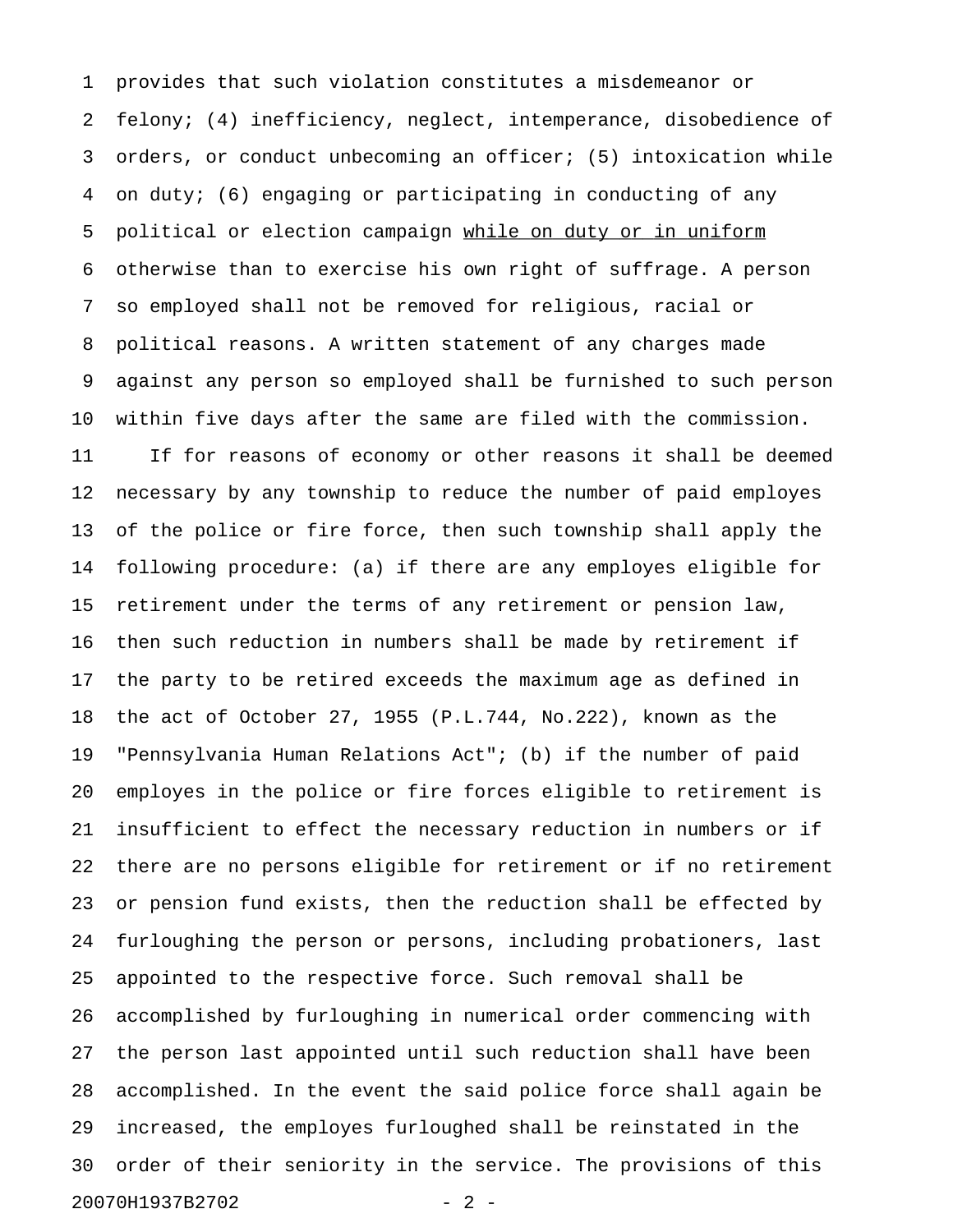provides that such violation constitutes a misdemeanor or felony; (4) inefficiency, neglect, intemperance, disobedience of orders, or conduct unbecoming an officer; (5) intoxication while on duty; (6) engaging or participating in conducting of any political or election campaign <u>while on duty or in uniform</u> otherwise than to exercise his own right of suffrage. A person so employed shall not be removed for religious, racial or political reasons. A written statement of any charges made against any person so employed shall be furnished to such person within five days after the same are filed with the commission.

If for reasons of economy or other reasons it shall be deemed necessary by any township to reduce the number of paid employes of the police or fire force, then such township shall apply the following procedure: (a) if there are any employes eligible for retirement under the terms of any retirement or pension law, then such reduction in numbers shall be made by retirement if the party to be retired exceeds the maximum age as defined in the act of October 27, 1955 (P.L.744, No.222), known as the "Pennsylvania Human Relations Act"; (b) if the number of paid employes in the police or fire forces eligible to retirement is insufficient to effect the necessary reduction in numbers or if there are no persons eligible for retirement or if no retirement or pension fund exists, then the reduction shall be effected by furloughing the person or persons, including probationers, last appointed to the respective force. Such removal shall be accomplished by furloughing in numerical order commencing with the person last appointed until such reduction shall have been accomplished. In the event the said police force shall again be increased, the employes furloughed shall be reinstated in the order of their seniority in the service. The provisions of this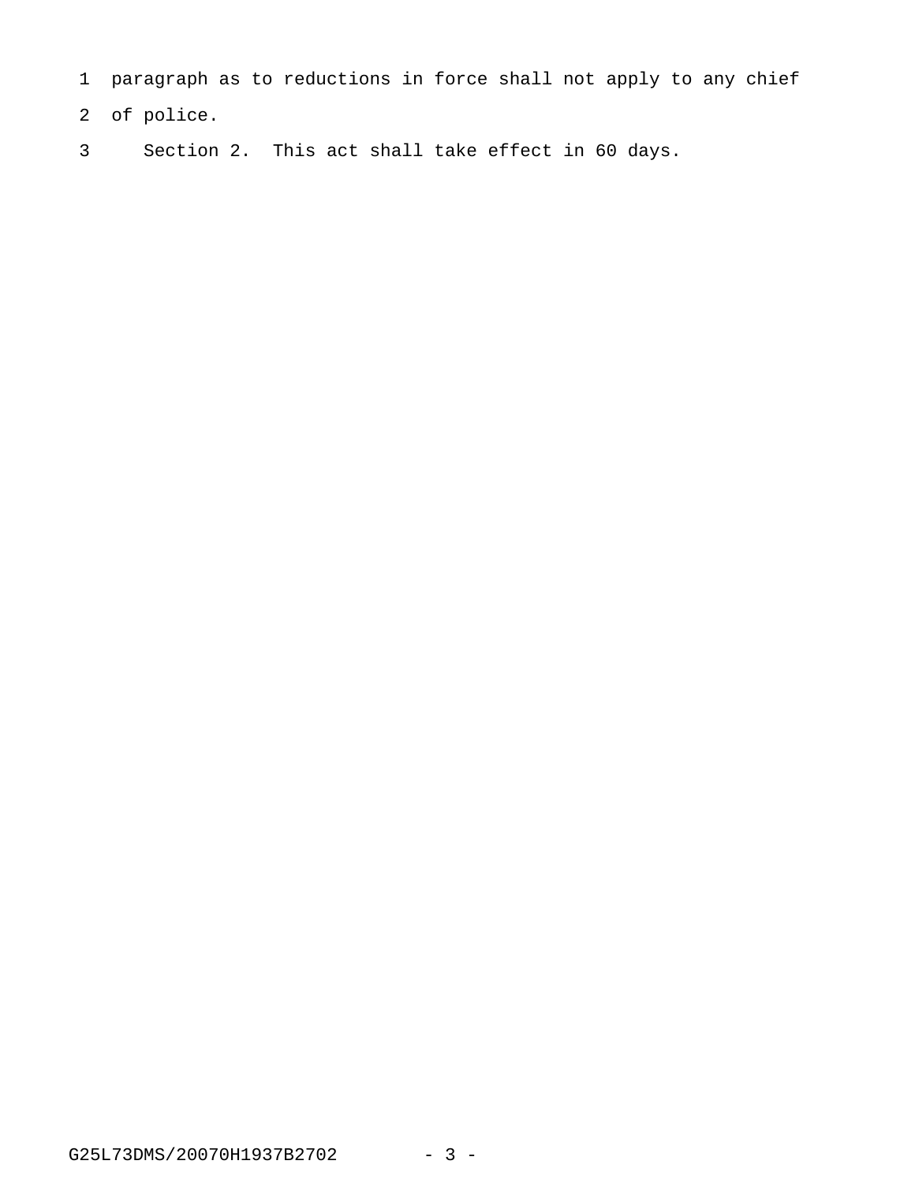paragraph as to reductions in force shall not apply to any chief of police.

Section 2. This act shall take effect in 60 days.